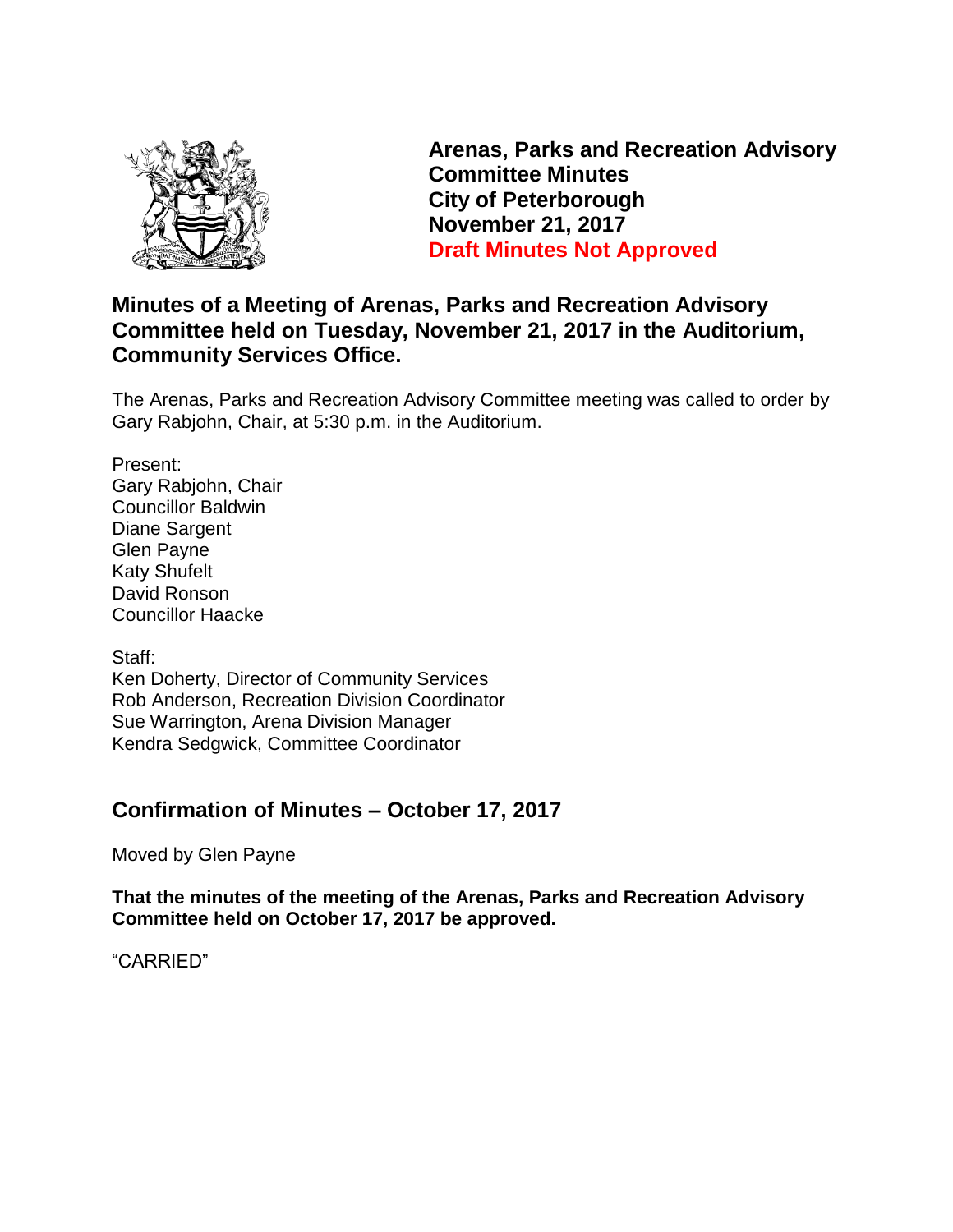**Arenas, Parks and Recreation Advisory Committee Minutes**
**City of Peterborough**
**November 21, 2017**
**Draft Minutes Not Approved**

## Minutes of a Meeting of Arenas, Parks and Recreation Advisory Committee held on Tuesday, November 21, 2017 in the Auditorium, Community Services Office.

The Arenas, Parks and Recreation Advisory Committee meeting was called to order by Gary Rabjohn, Chair, at 5:30 p.m. in the Auditorium.

Present:
Gary Rabjohn, Chair
Councillor Baldwin
Diane Sargent
Glen Payne
Katy Shufelt
David Ronson
Councillor Haacke

Staff:
Ken Doherty, Director of Community Services
Rob Anderson, Recreation Division Coordinator
Sue Warrington, Arena Division Manager
Kendra Sedgwick, Committee Coordinator

## Confirmation of Minutes – October 17, 2017

Moved by Glen Payne

**That the minutes of the meeting of the Arenas, Parks and Recreation Advisory Committee held on October 17, 2017 be approved.**

"CARRIED"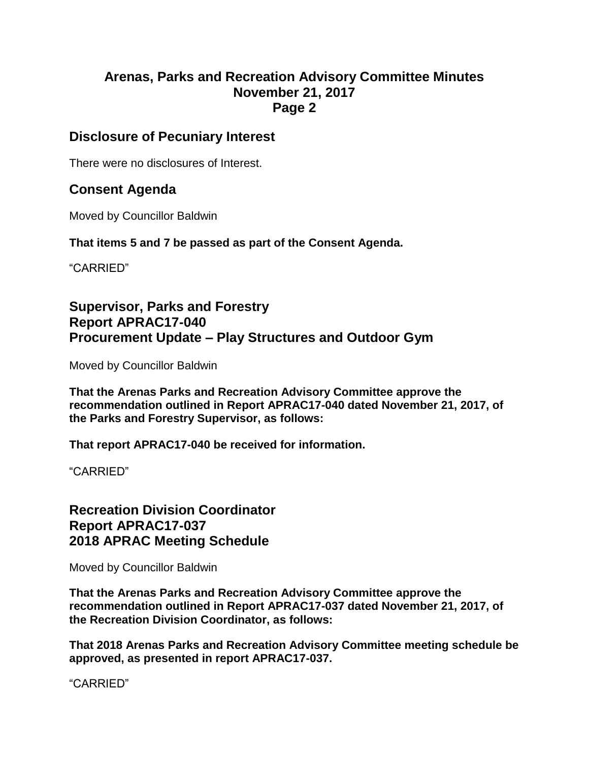## Disclosure of Pecuniary Interest

There were no disclosures of Interest.

## Consent Agenda

Moved by Councillor Baldwin

**That items 5 and 7 be passed as part of the Consent Agenda.**

"CARRIED"

## Supervisor, Parks and Forestry
## Report APRAC17-040
## Procurement Update – Play Structures and Outdoor Gym

Moved by Councillor Baldwin

**That the Arenas Parks and Recreation Advisory Committee approve the recommendation outlined in Report APRAC17-040 dated November 21, 2017, of the Parks and Forestry Supervisor, as follows:**

**That report APRAC17-040 be received for information.**

"CARRIED"

## Recreation Division Coordinator
## Report APRAC17-037
## 2018 APRAC Meeting Schedule

Moved by Councillor Baldwin

**That the Arenas Parks and Recreation Advisory Committee approve the recommendation outlined in Report APRAC17-037 dated November 21, 2017, of the Recreation Division Coordinator, as follows:**

**That 2018 Arenas Parks and Recreation Advisory Committee meeting schedule be approved, as presented in report APRAC17-037.**

"CARRIED"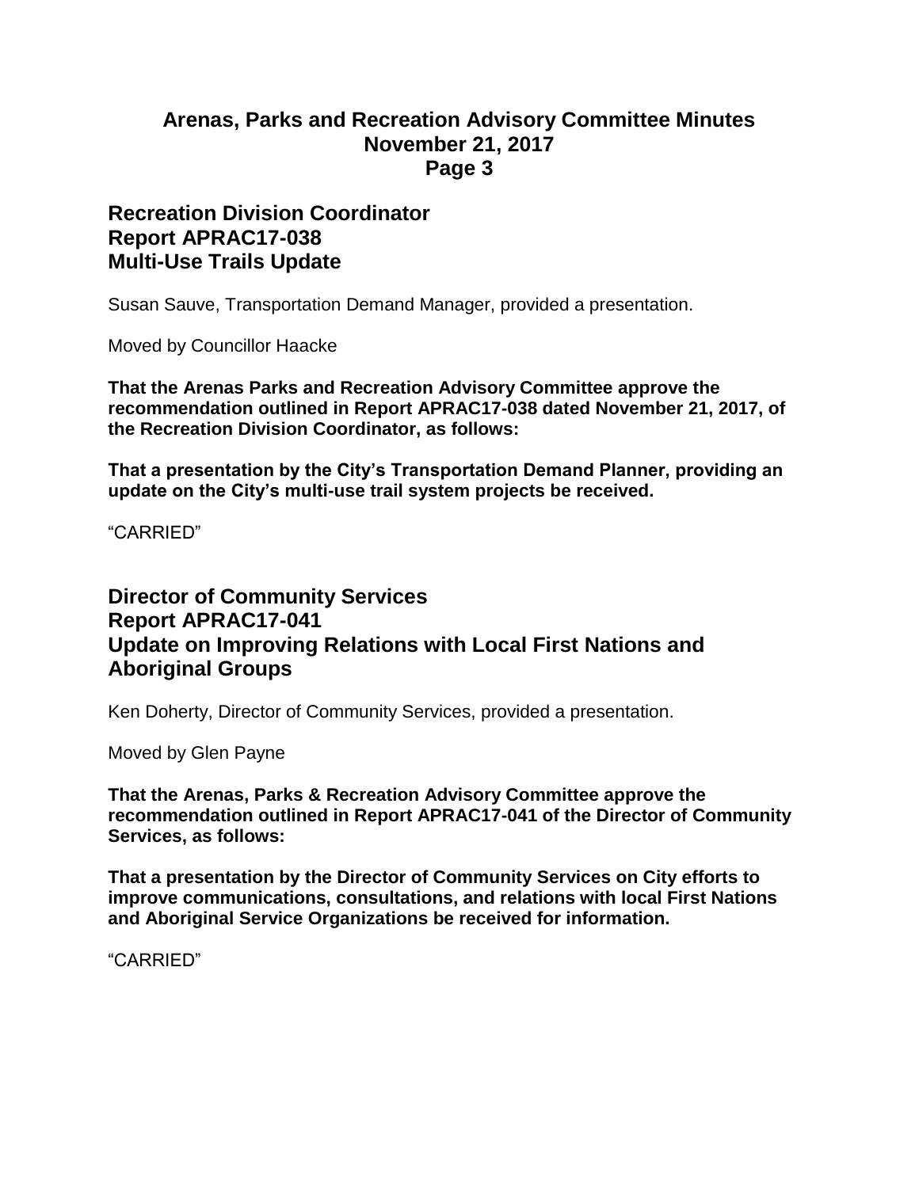## Recreation Division Coordinator
## Report APRAC17-038
## Multi-Use Trails Update

Susan Sauve, Transportation Demand Manager, provided a presentation.

Moved by Councillor Haacke

**That the Arenas Parks and Recreation Advisory Committee approve the recommendation outlined in Report APRAC17-038 dated November 21, 2017, of the Recreation Division Coordinator, as follows:**

**That a presentation by the City's Transportation Demand Planner, providing an update on the City's multi-use trail system projects be received.**

"CARRIED"

## Director of Community Services
## Report APRAC17-041
## Update on Improving Relations with Local First Nations and Aboriginal Groups

Ken Doherty, Director of Community Services, provided a presentation.

Moved by Glen Payne

**That the Arenas, Parks & Recreation Advisory Committee approve the recommendation outlined in Report APRAC17-041 of the Director of Community Services, as follows:**

**That a presentation by the Director of Community Services on City efforts to improve communications, consultations, and relations with local First Nations and Aboriginal Service Organizations be received for information.**

"CARRIED"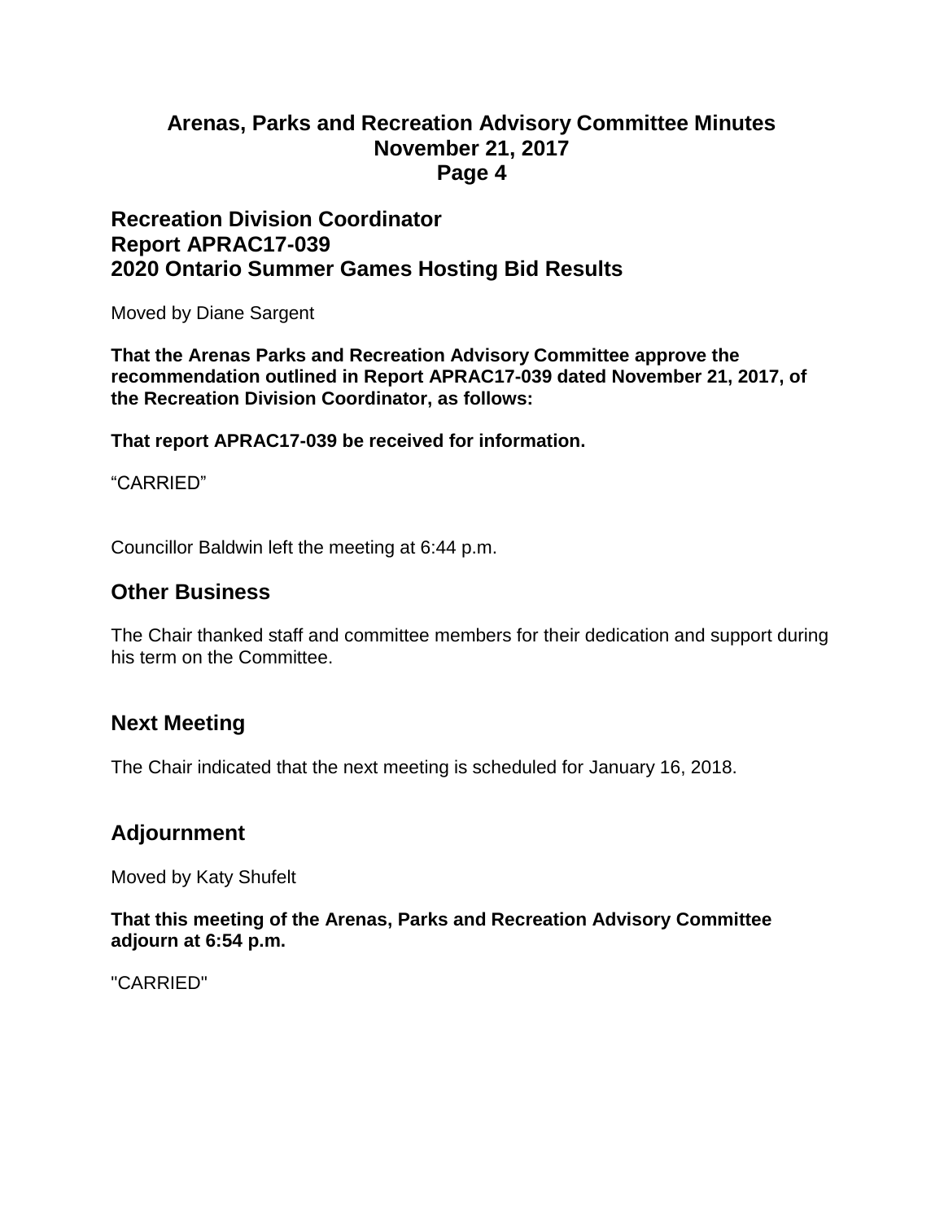## Recreation Division Coordinator
## Report APRAC17-039
## 2020 Ontario Summer Games Hosting Bid Results

Moved by Diane Sargent

**That the Arenas Parks and Recreation Advisory Committee approve the recommendation outlined in Report APRAC17-039 dated November 21, 2017, of the Recreation Division Coordinator, as follows:**

**That report APRAC17-039 be received for information.**

“CARRIED”

Councillor Baldwin left the meeting at 6:44 p.m.

## Other Business

The Chair thanked staff and committee members for their dedication and support during his term on the Committee.

## Next Meeting

The Chair indicated that the next meeting is scheduled for January 16, 2018.

## Adjournment

Moved by Katy Shufelt

**That this meeting of the Arenas, Parks and Recreation Advisory Committee adjourn at 6:54 p.m.**

"CARRIED"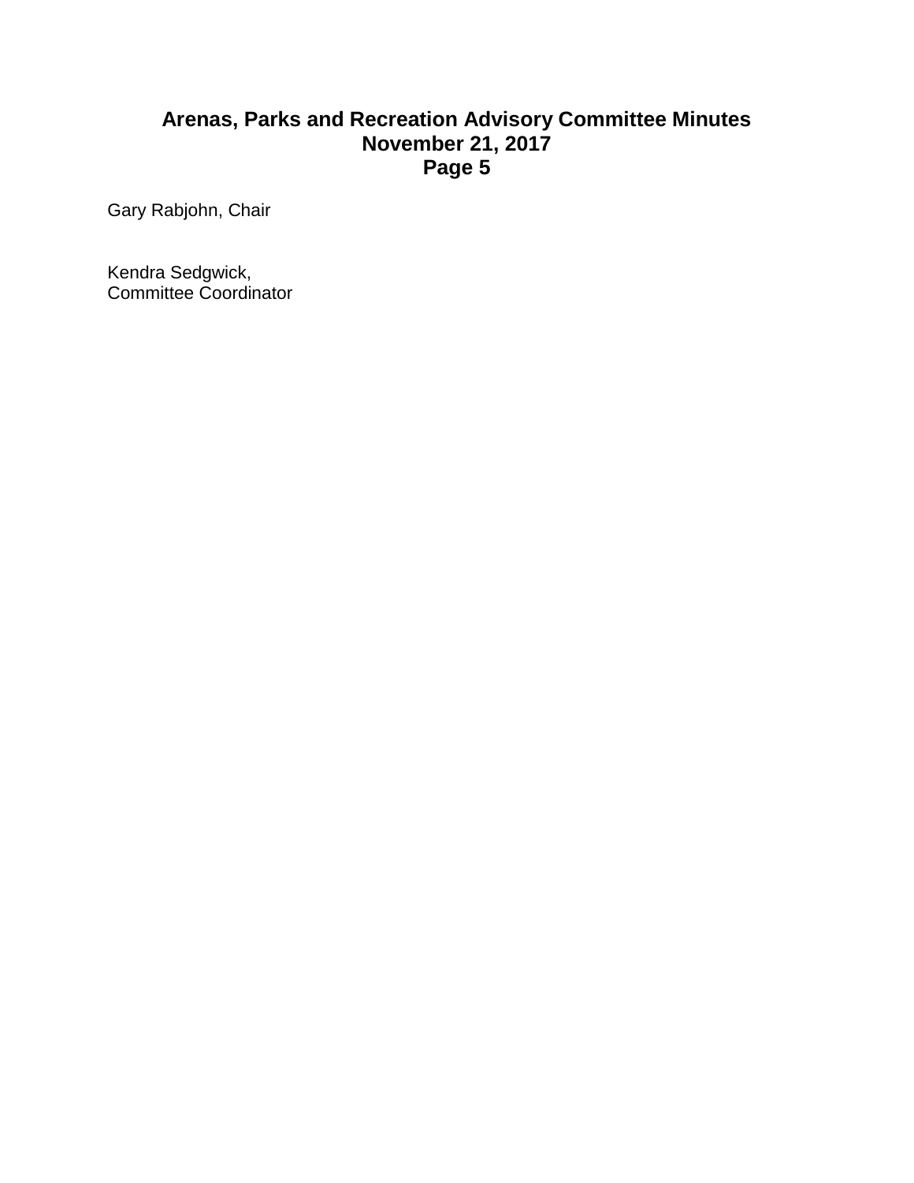Gary Rabjohn, Chair

Kendra Sedgwick,
Committee Coordinator